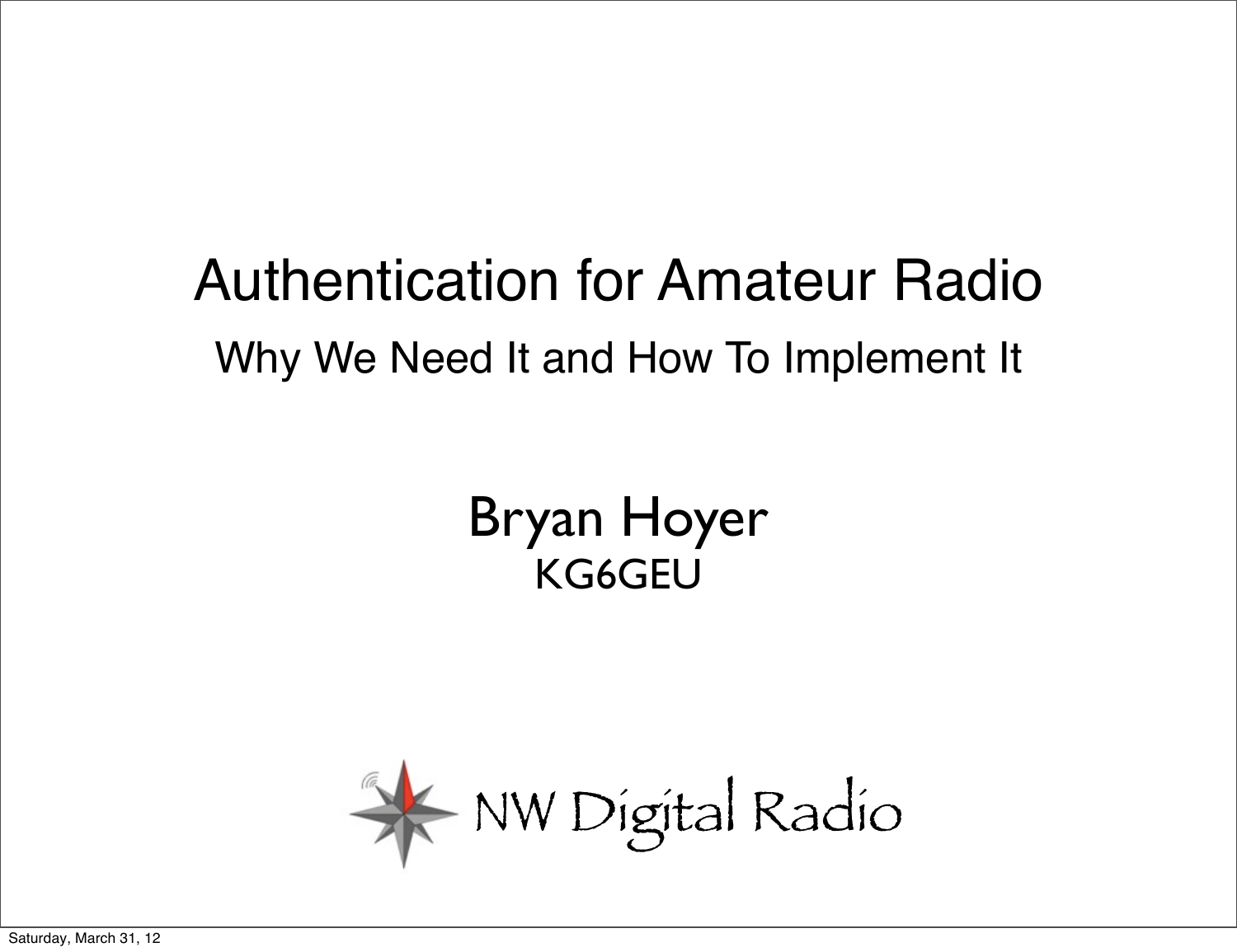# Authentication for Amateur Radio

## Why We Need It and How To Implement It

Bryan Hoyer

KG6GEU

NW Digital Radio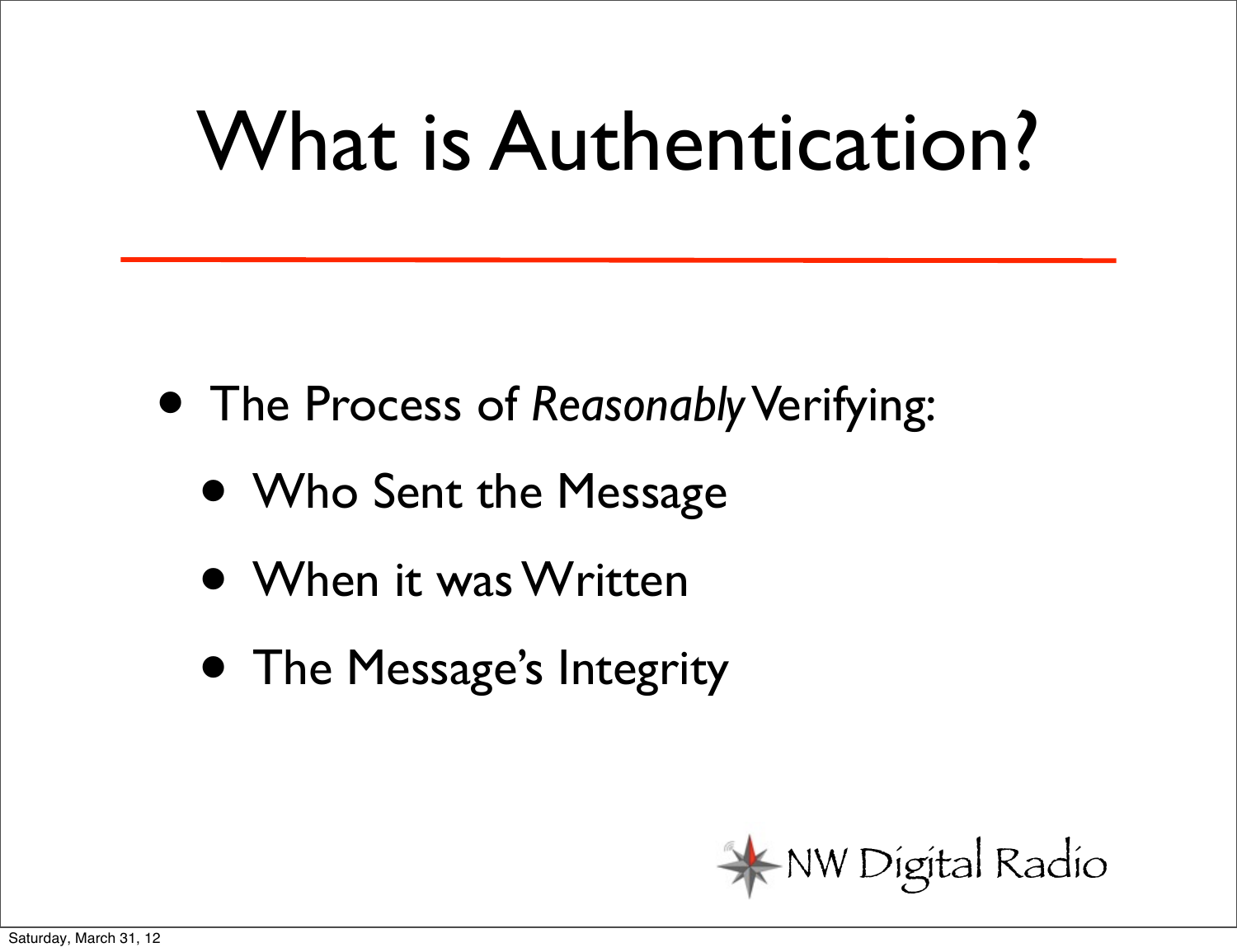# What is Authentication?

- The Process of *Reasonably* Verifying:
  - Who Sent the Message
  - When it was Written
  - The Message's Integrity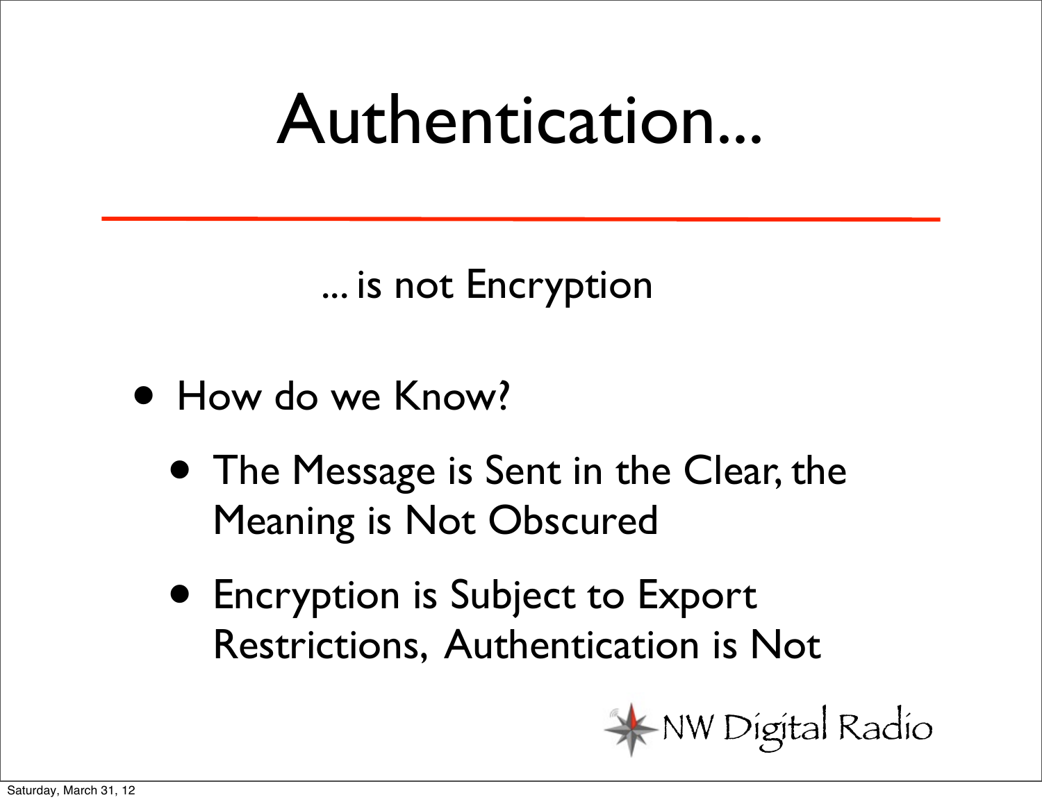# Authentication...

... is not Encryption

- How do we Know?
  - The Message is Sent in the Clear, the Meaning is Not Obscured
  - Encryption is Subject to Export Restrictions, Authentication is Not

NW Digital Radio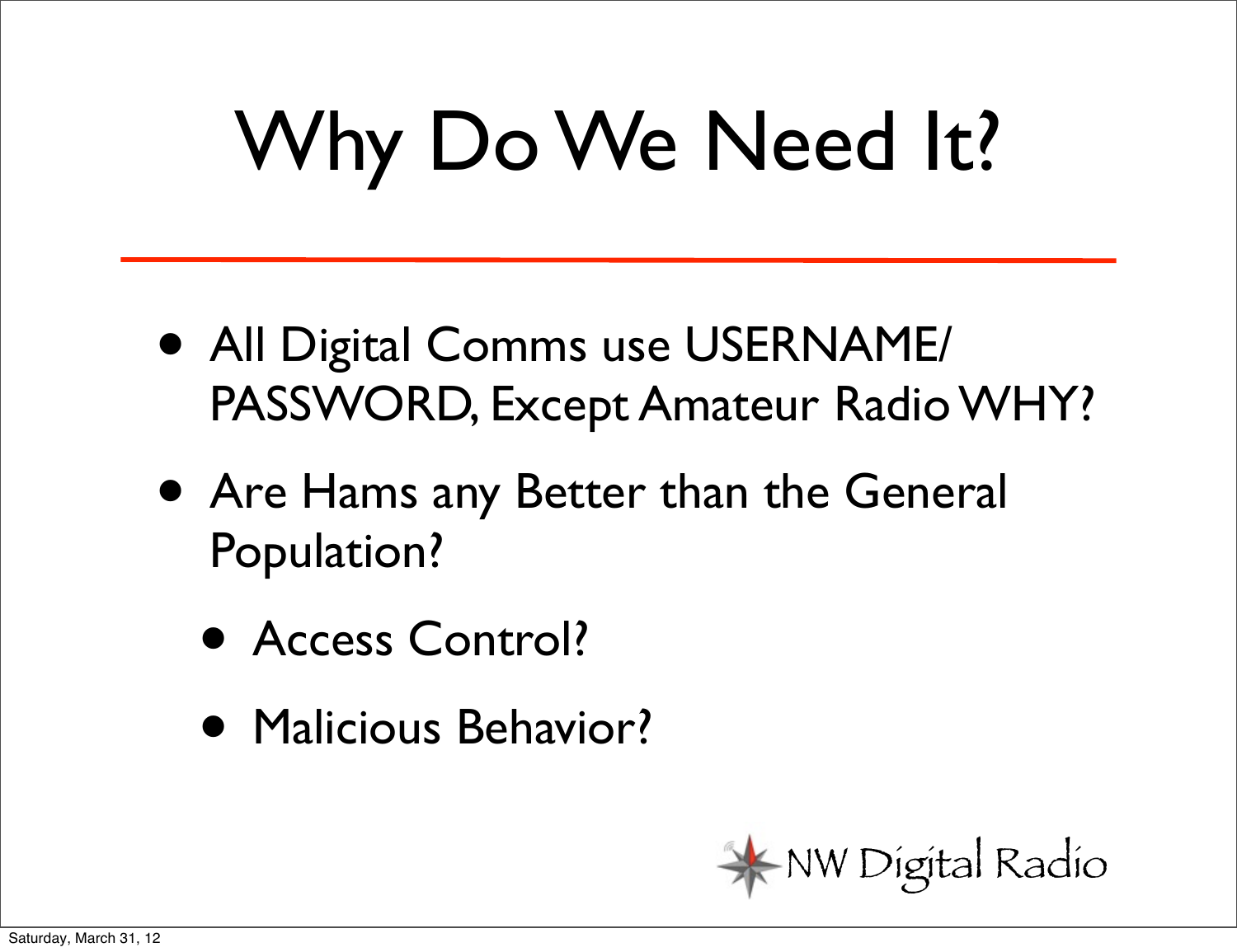# Why Do We Need It?

- All Digital Comms use USERNAME/PASSWORD, Except Amateur Radio WHY?
- Are Hams any Better than the General Population?
  - Access Control?
  - Malicious Behavior?

NW Digital Radio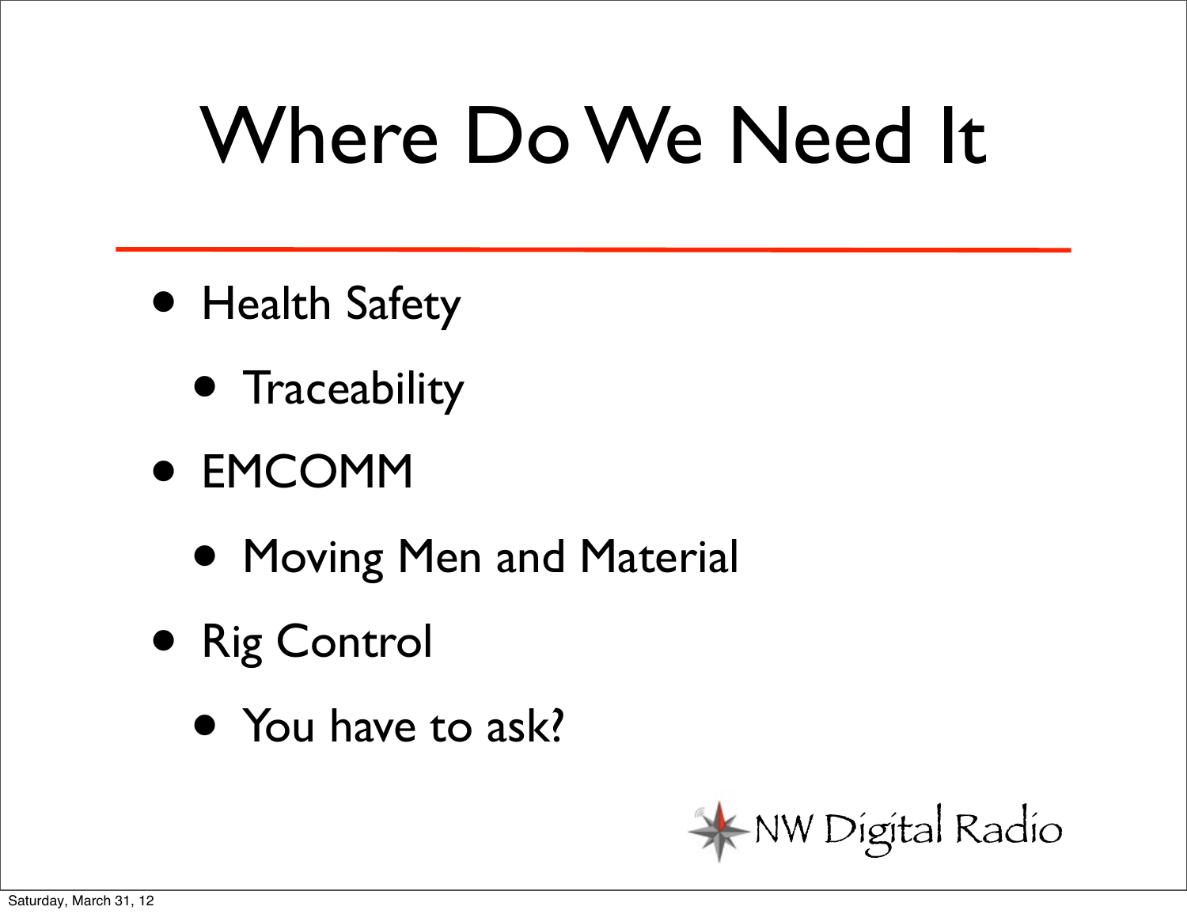# Where Do We Need It

- Health Safety
  - Traceability
- EMCOMM
  - Moving Men and Material
- Rig Control
  - You have to ask?

NW Digital Radio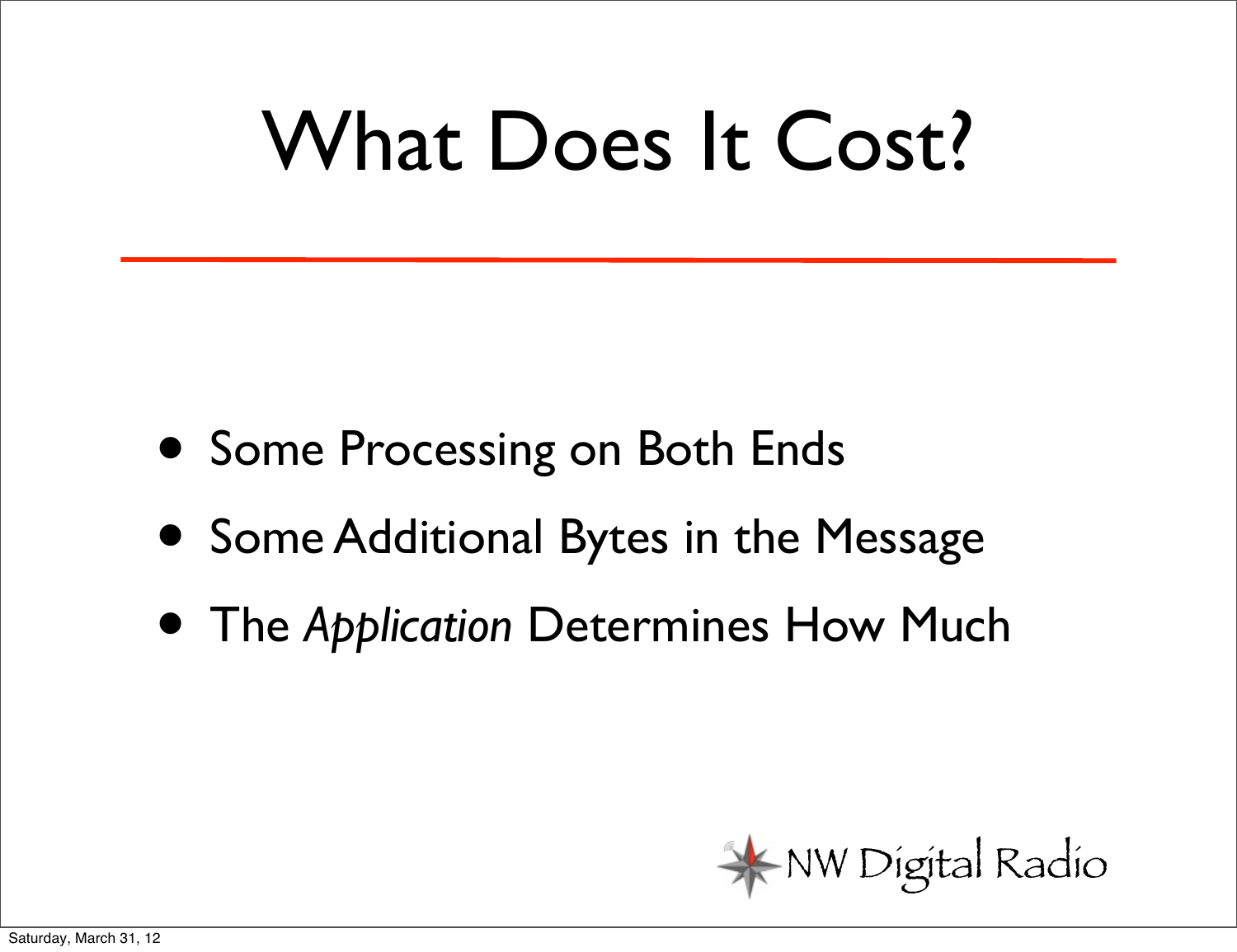# What Does It Cost?

- Some Processing on Both Ends
- Some Additional Bytes in the Message
- The *Application* Determines How Much

NW Digital Radio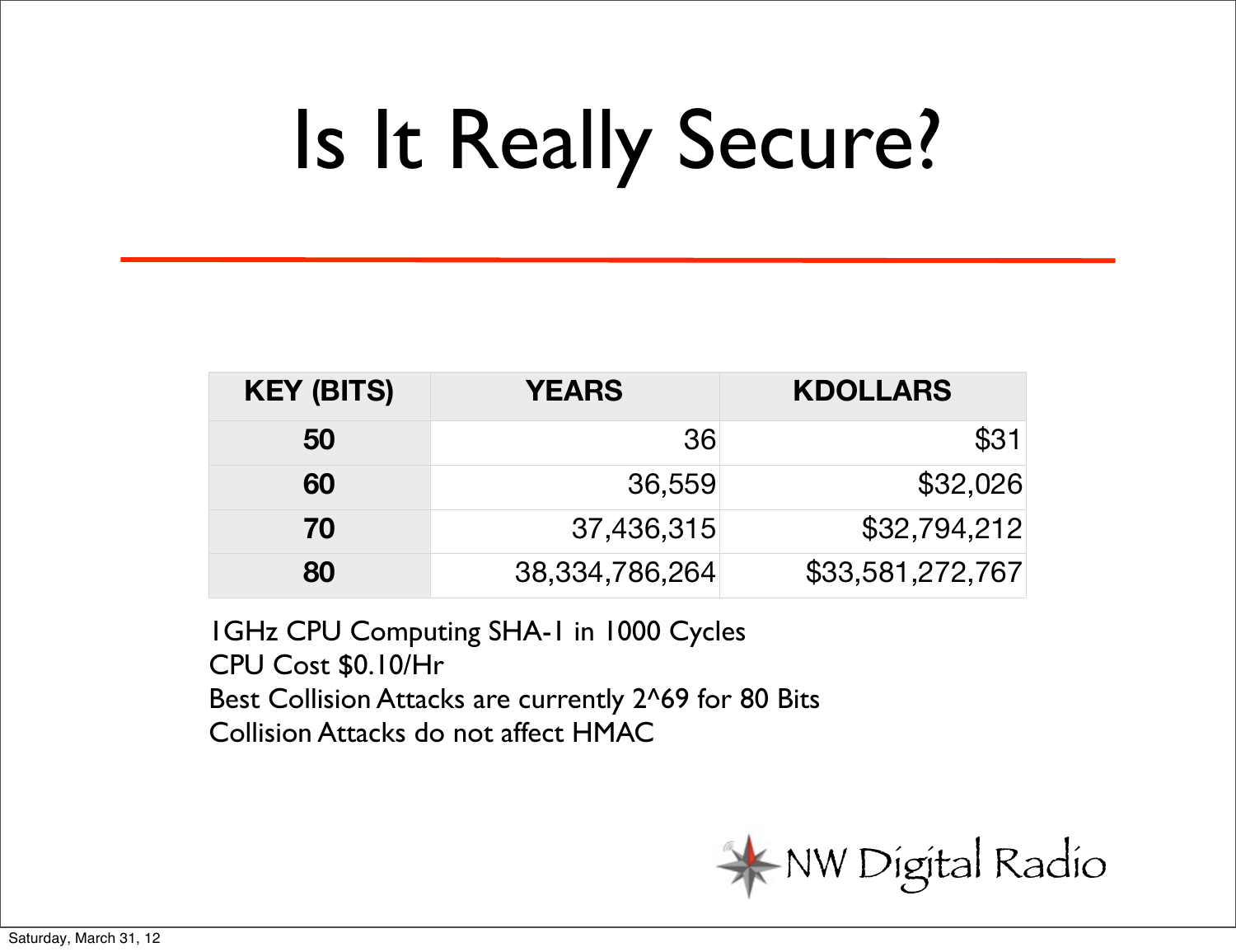# Is It Really Secure?

| KEY (BITS) | YEARS | KDOLLARS |
|---|---|---|
| 50 | 36 | $31 |
| 60 | 36,559 | $32,026 |
| 70 | 37,436,315 | $32,794,212 |
| 80 | 38,334,786,264 | $33,581,272,767 |

1GHz CPU Computing SHA-1 in 1000 Cycles
CPU Cost $0.10/Hr
Best Collision Attacks are currently 2^69 for 80 Bits
Collision Attacks do not affect HMAC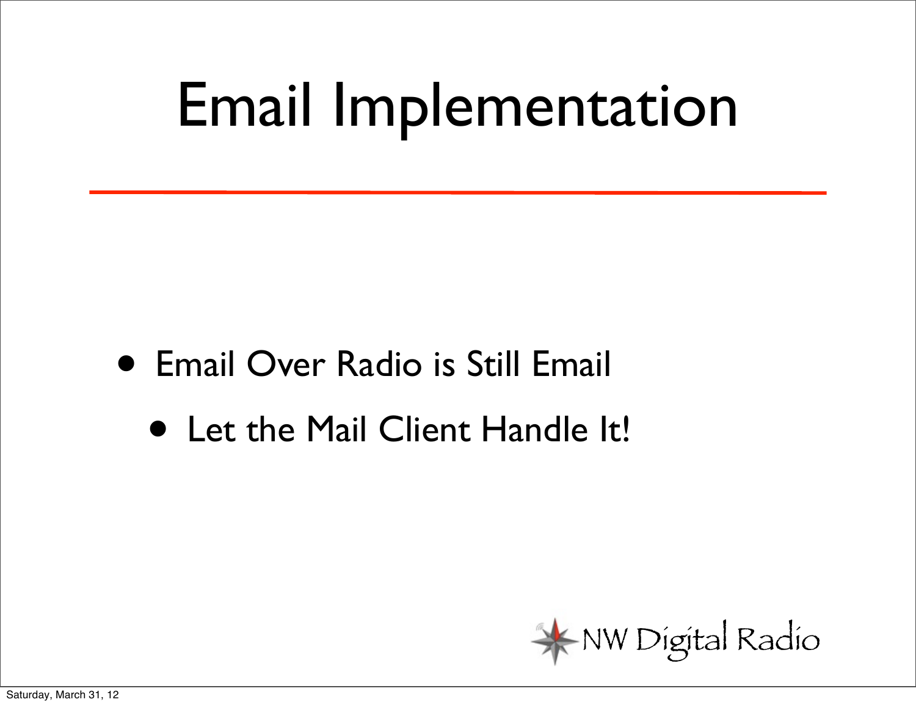# Email Implementation

- Email Over Radio is Still Email
  - Let the Mail Client Handle It!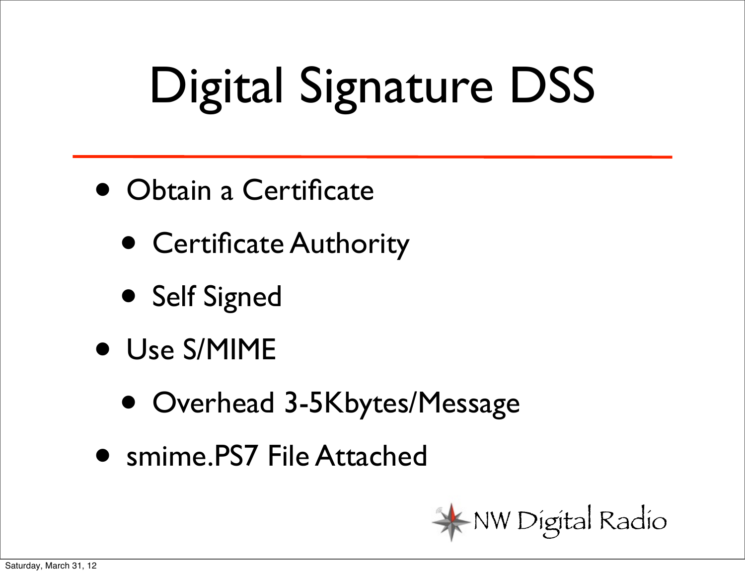# Digital Signature DSS

- Obtain a Certificate
  - Certificate Authority
  - Self Signed
- Use S/MIME
  - Overhead 3-5Kbytes/Message
- smime.PS7 File Attached

NW Digital Radio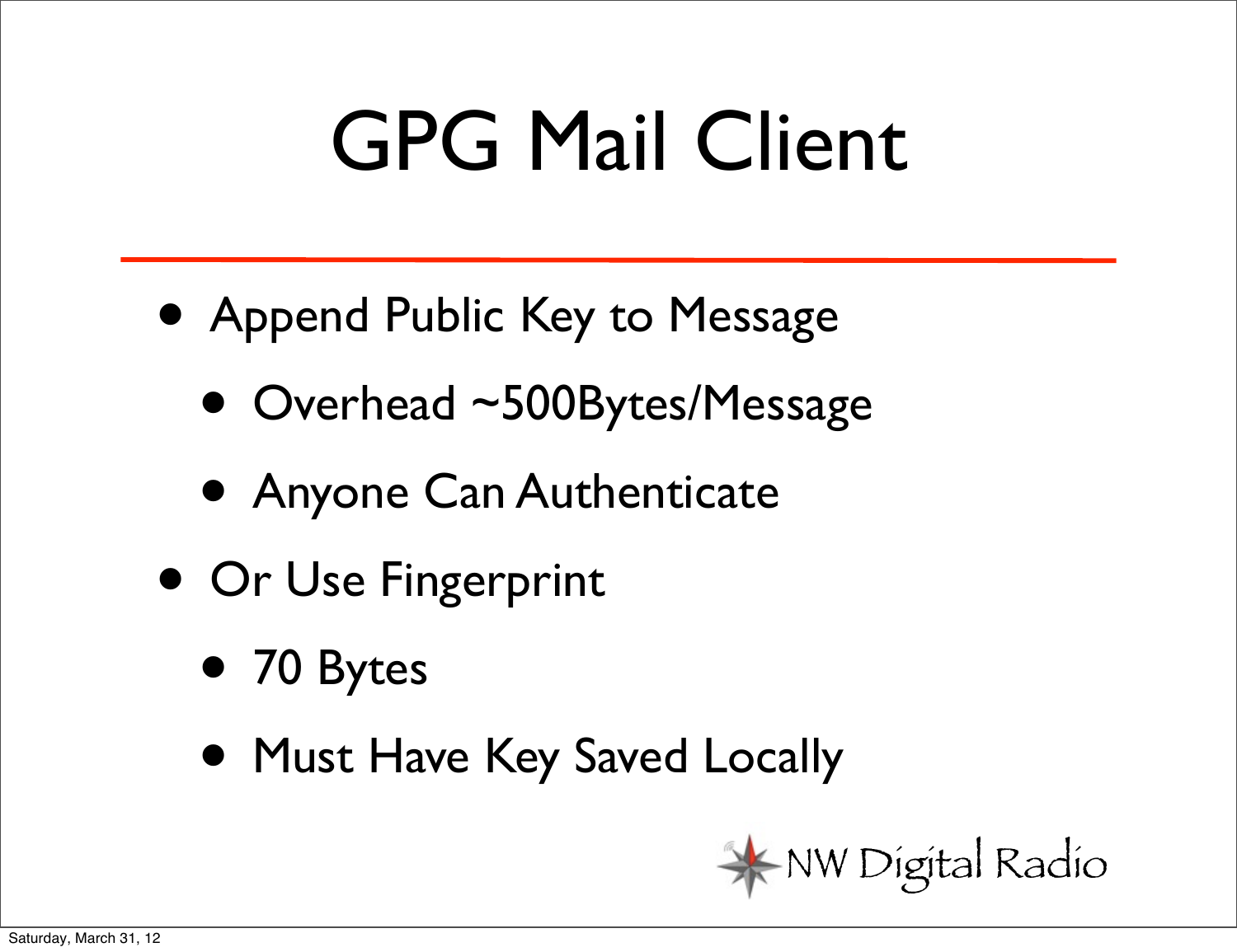# GPG Mail Client

- Append Public Key to Message
  - Overhead ~500Bytes/Message
  - Anyone Can Authenticate
- Or Use Fingerprint
  - 70 Bytes
  - Must Have Key Saved Locally

NW Digital Radio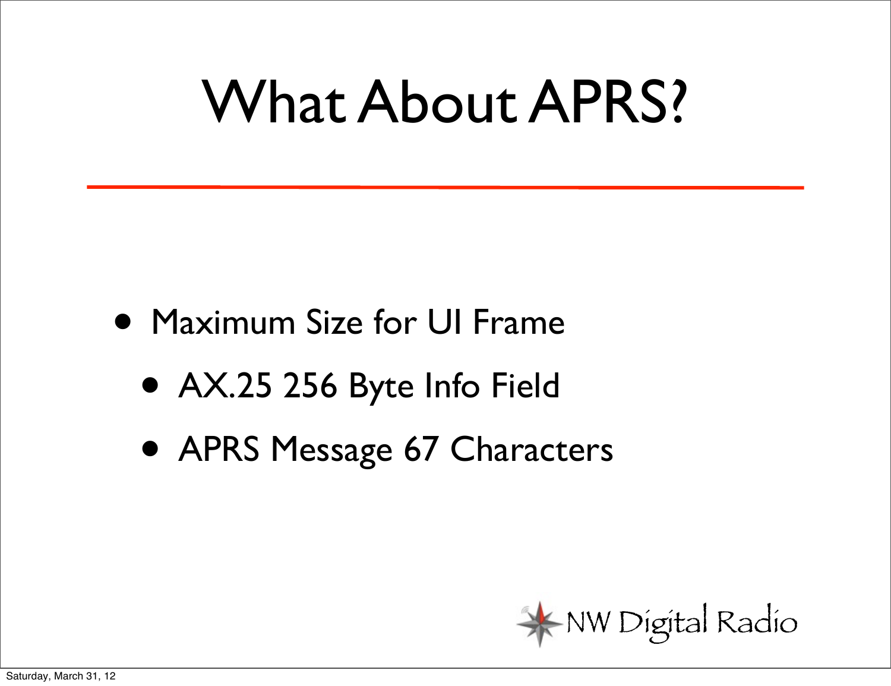# What About APRS?

- Maximum Size for UI Frame
  - AX.25 256 Byte Info Field
  - APRS Message 67 Characters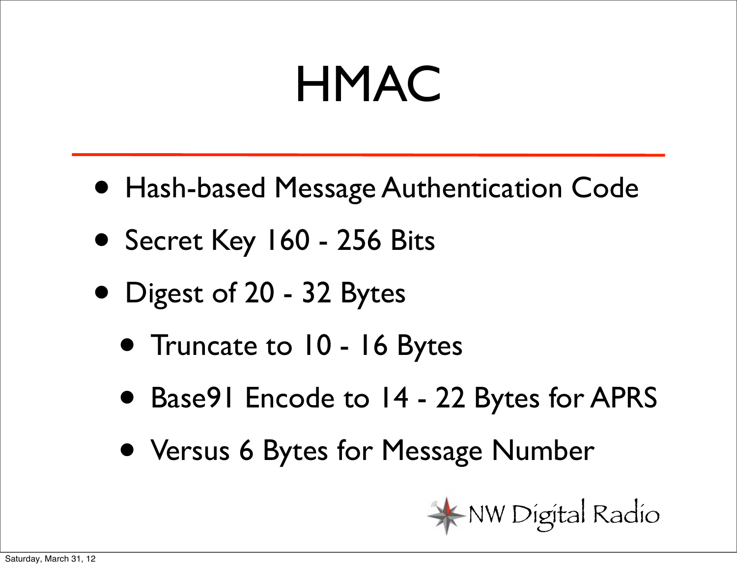# HMAC

- Hash-based Message Authentication Code
- Secret Key 160 - 256 Bits
- Digest of 20 - 32 Bytes
  - Truncate to 10 - 16 Bytes
  - Base91 Encode to 14 - 22 Bytes for APRS
  - Versus 6 Bytes for Message Number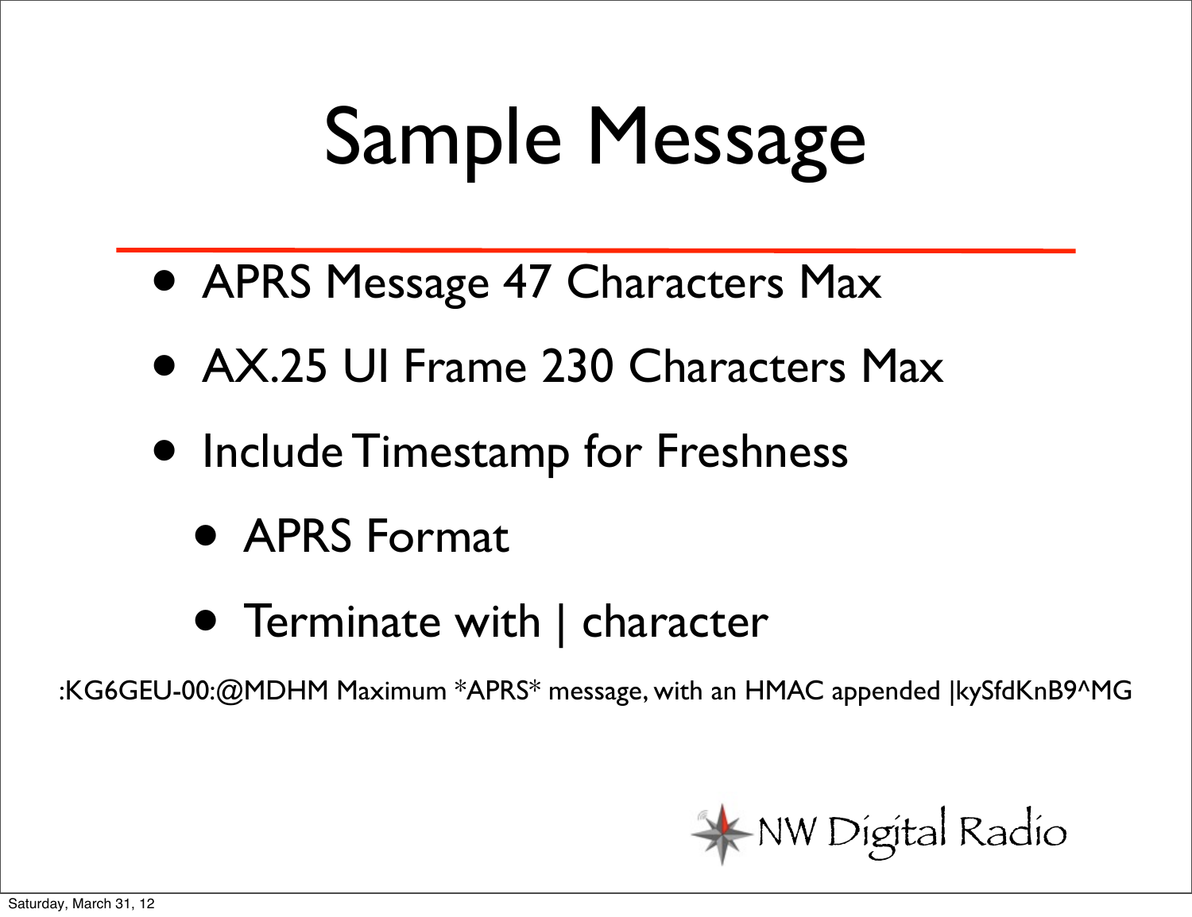# Sample Message

- APRS Message 47 Characters Max
- AX.25 UI Frame 230 Characters Max
- Include Timestamp for Freshness
  - APRS Format
  - Terminate with | character

:KG6GEU-00:@MDHM Maximum *APRS* message, with an HMAC appended |kySfdKnB9^MG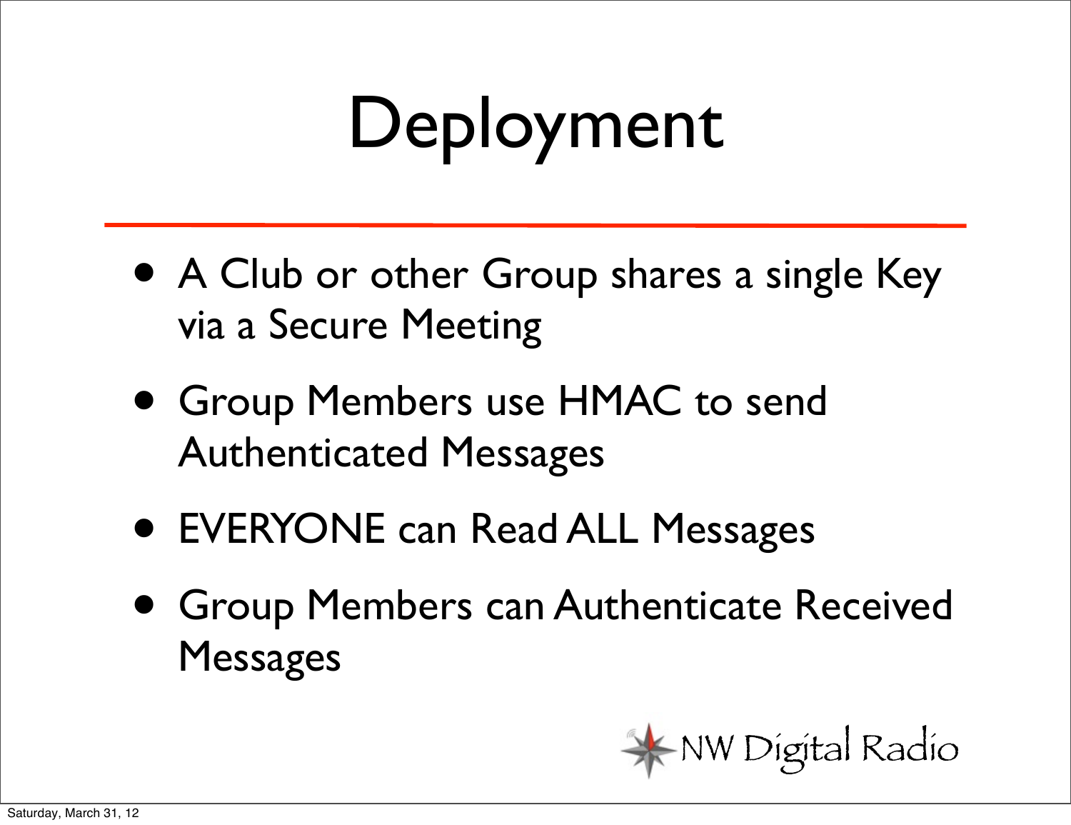# Deployment

- A Club or other Group shares a single Key via a Secure Meeting
- Group Members use HMAC to send Authenticated Messages
- EVERYONE can Read ALL Messages
- Group Members can Authenticate Received Messages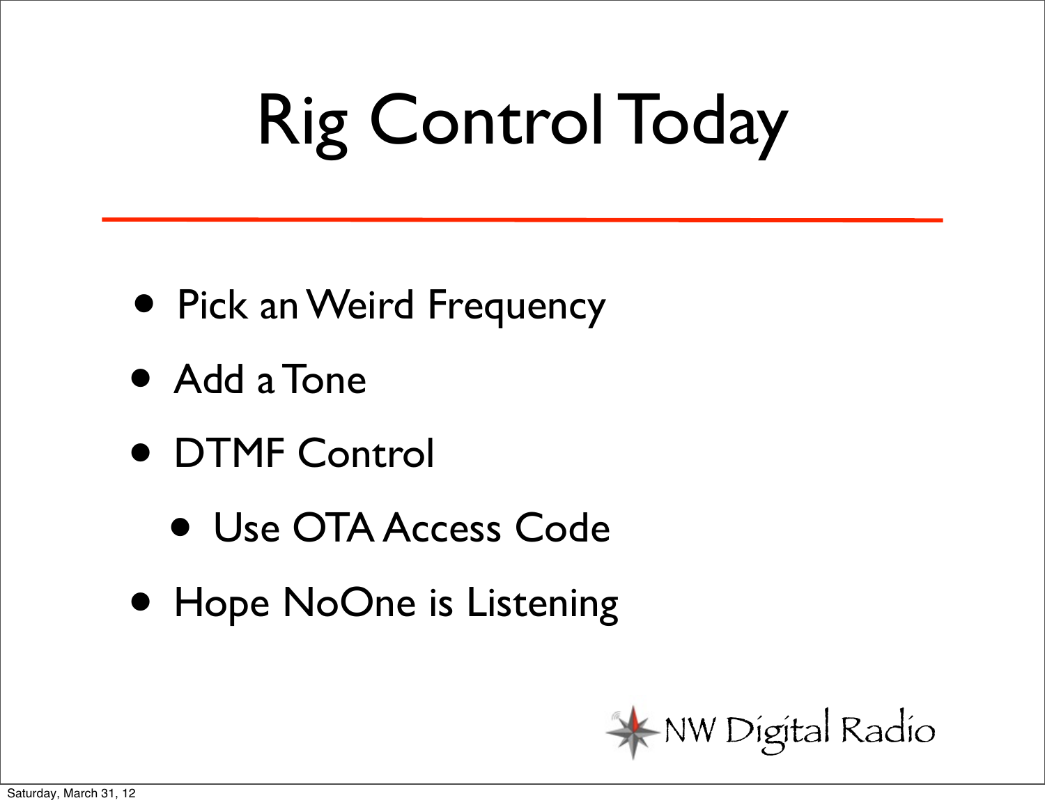# Rig Control Today

- Pick an Weird Frequency
- Add a Tone
- DTMF Control
  - Use OTA Access Code
- Hope NoOne is Listening

NW Digital Radio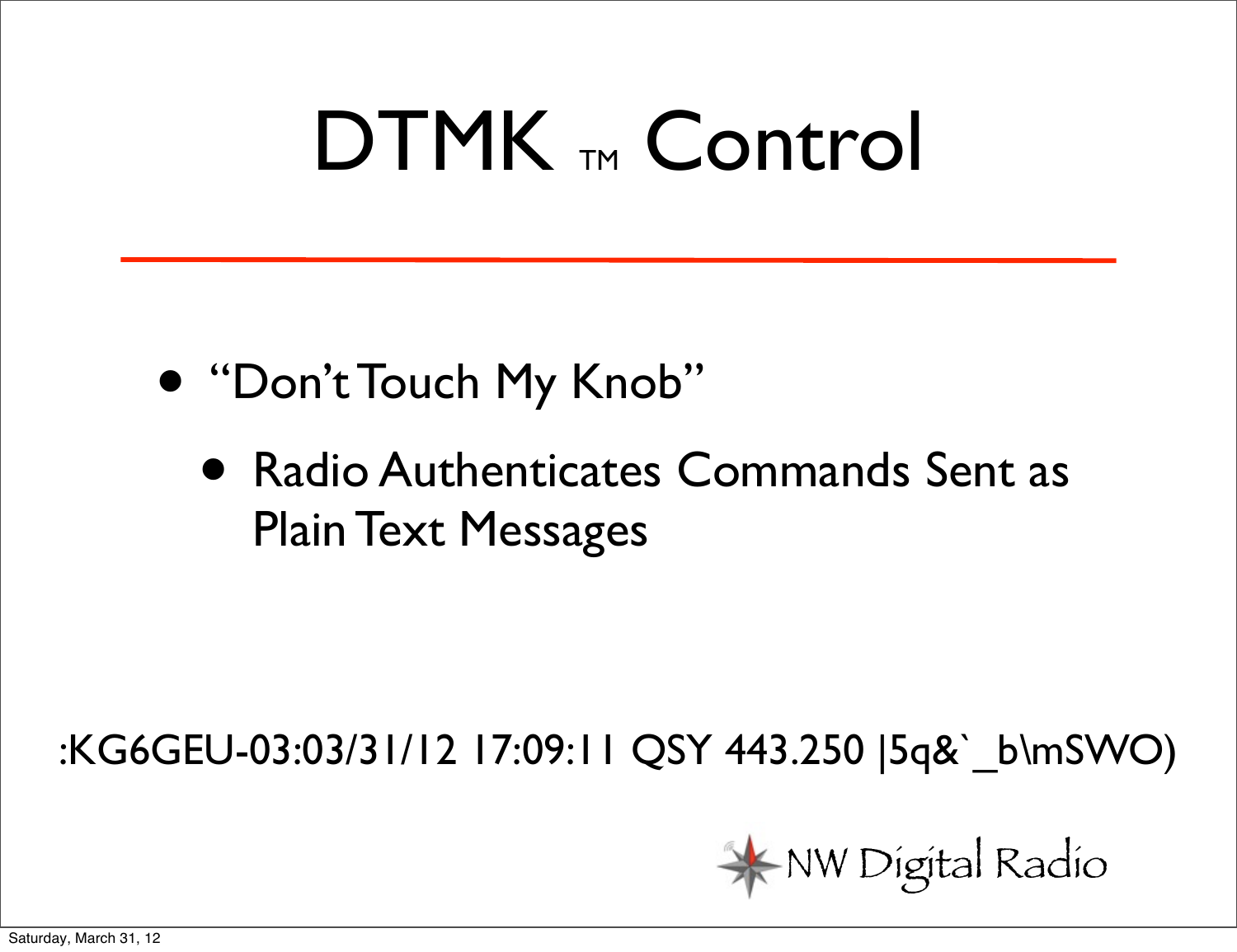# DTMK ™ Control

- "Don't Touch My Knob"
  - Radio Authenticates Commands Sent as Plain Text Messages

:KG6GEU-03:03/31/12 17:09:11 QSY 443.250 |5q&`_b\mSWO)

NW Digital Radio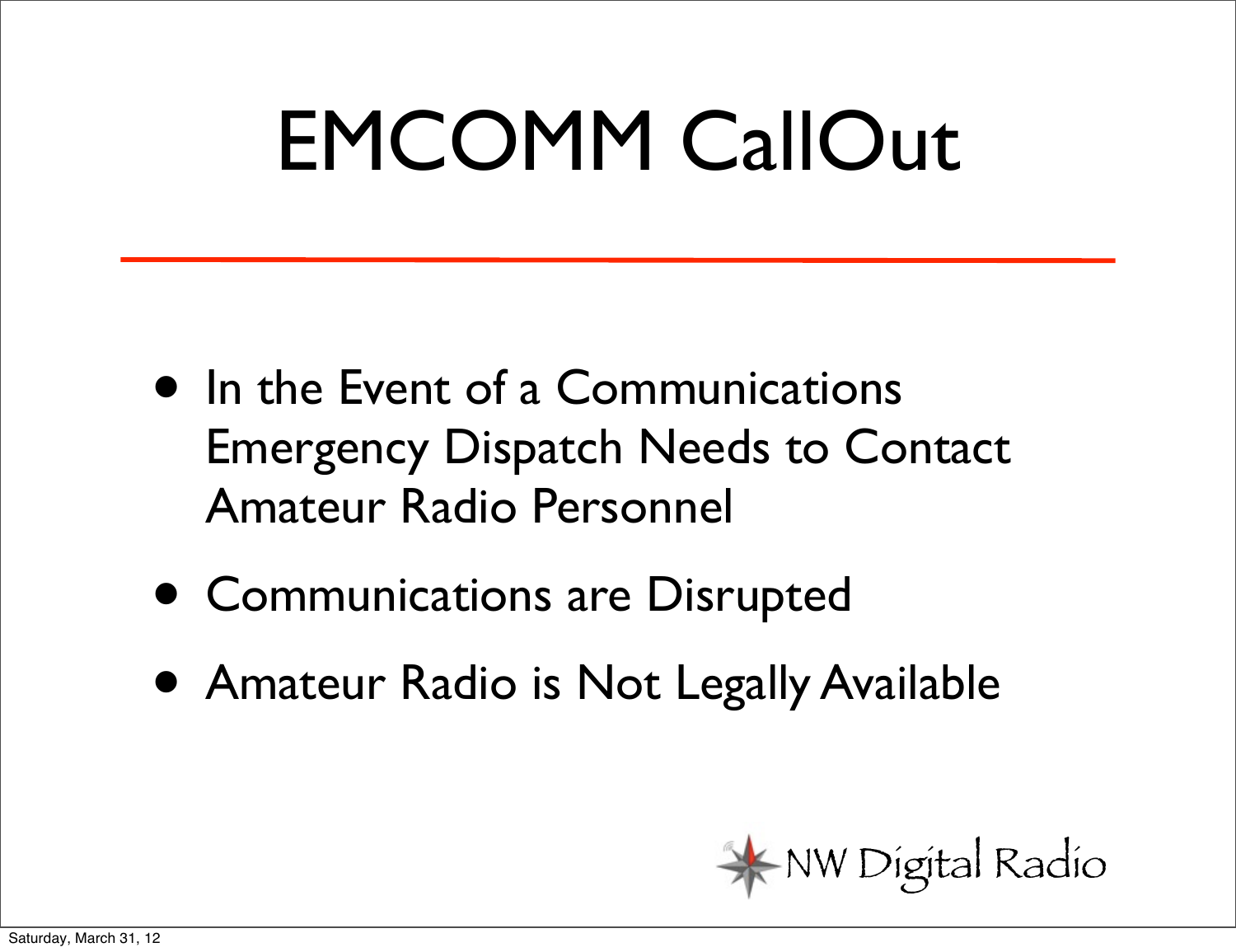# EMCOMM CallOut

- In the Event of a Communications Emergency Dispatch Needs to Contact Amateur Radio Personnel
- Communications are Disrupted
- Amateur Radio is Not Legally Available

NW Digital Radio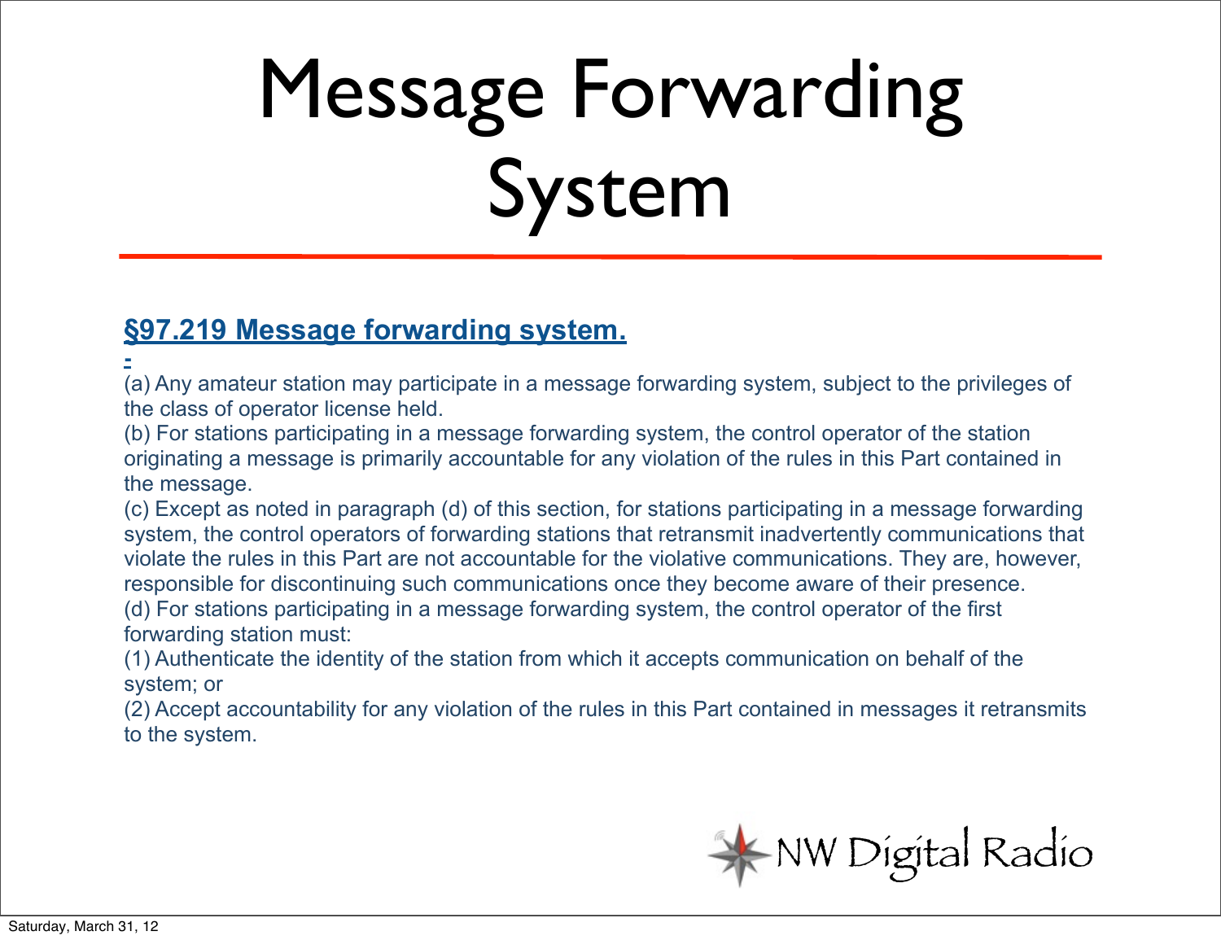# Message Forwarding System

**§97.219 Message forwarding system.**

-

(a) Any amateur station may participate in a message forwarding system, subject to the privileges of the class of operator license held.

(b) For stations participating in a message forwarding system, the control operator of the station originating a message is primarily accountable for any violation of the rules in this Part contained in the message.

(c) Except as noted in paragraph (d) of this section, for stations participating in a message forwarding system, the control operators of forwarding stations that retransmit inadvertently communications that violate the rules in this Part are not accountable for the violative communications. They are, however, responsible for discontinuing such communications once they become aware of their presence.

(d) For stations participating in a message forwarding system, the control operator of the first forwarding station must:

(1) Authenticate the identity of the station from which it accepts communication on behalf of the system; or

(2) Accept accountability for any violation of the rules in this Part contained in messages it retransmits to the system.

NW Digital Radio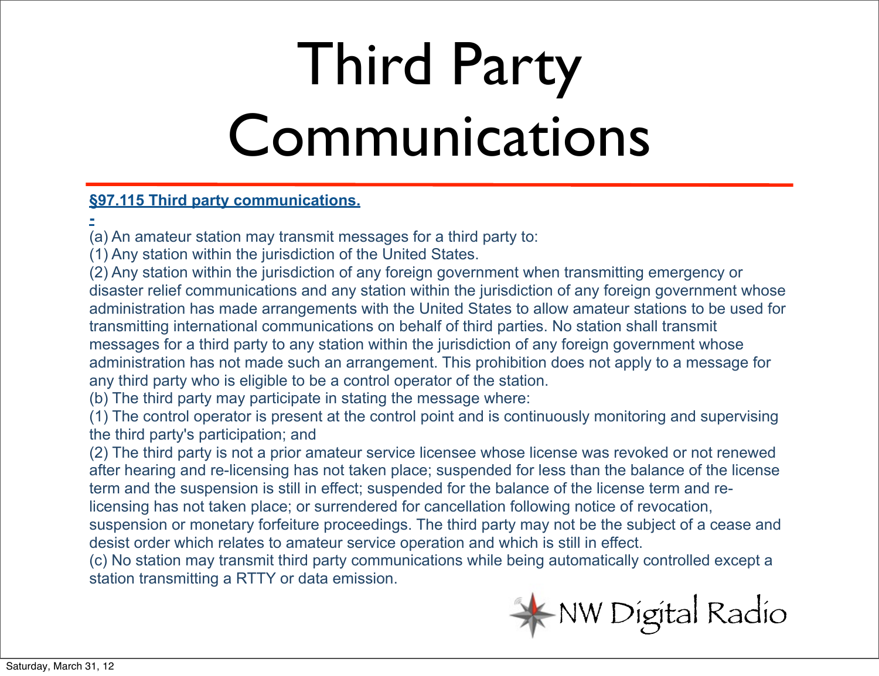# Third Party Communications

**§97.115 Third party communications.**

-

(a) An amateur station may transmit messages for a third party to:

(1) Any station within the jurisdiction of the United States.

(2) Any station within the jurisdiction of any foreign government when transmitting emergency or disaster relief communications and any station within the jurisdiction of any foreign government whose administration has made arrangements with the United States to allow amateur stations to be used for transmitting international communications on behalf of third parties. No station shall transmit messages for a third party to any station within the jurisdiction of any foreign government whose administration has not made such an arrangement. This prohibition does not apply to a message for any third party who is eligible to be a control operator of the station.

(b) The third party may participate in stating the message where:

(1) The control operator is present at the control point and is continuously monitoring and supervising the third party's participation; and

(2) The third party is not a prior amateur service licensee whose license was revoked or not renewed after hearing and re-licensing has not taken place; suspended for less than the balance of the license term and the suspension is still in effect; suspended for the balance of the license term and re-licensing has not taken place; or surrendered for cancellation following notice of revocation, suspension or monetary forfeiture proceedings. The third party may not be the subject of a cease and desist order which relates to amateur service operation and which is still in effect.

(c) No station may transmit third party communications while being automatically controlled except a station transmitting a RTTY or data emission.

NW Digital Radio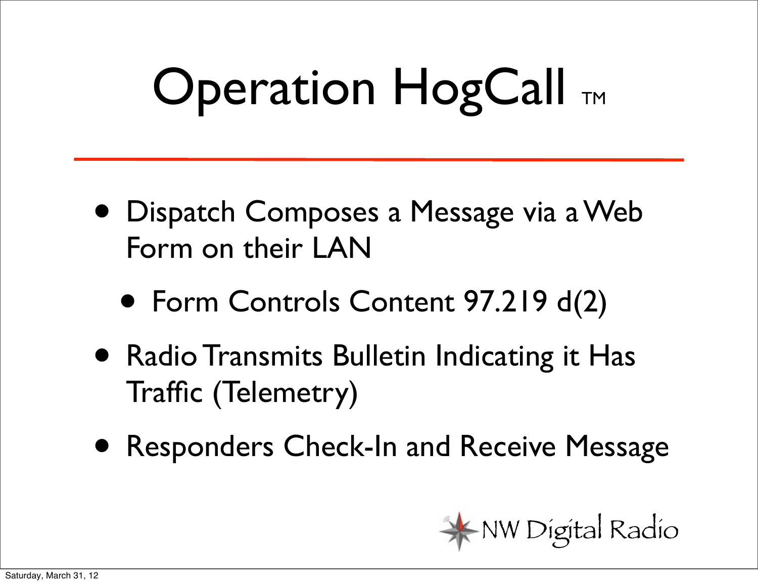# Operation HogCall ™

- Dispatch Composes a Message via a Web Form on their LAN
  - Form Controls Content 97.219 d(2)
- Radio Transmits Bulletin Indicating it Has Traffic (Telemetry)
- Responders Check-In and Receive Message

NW Digital Radio